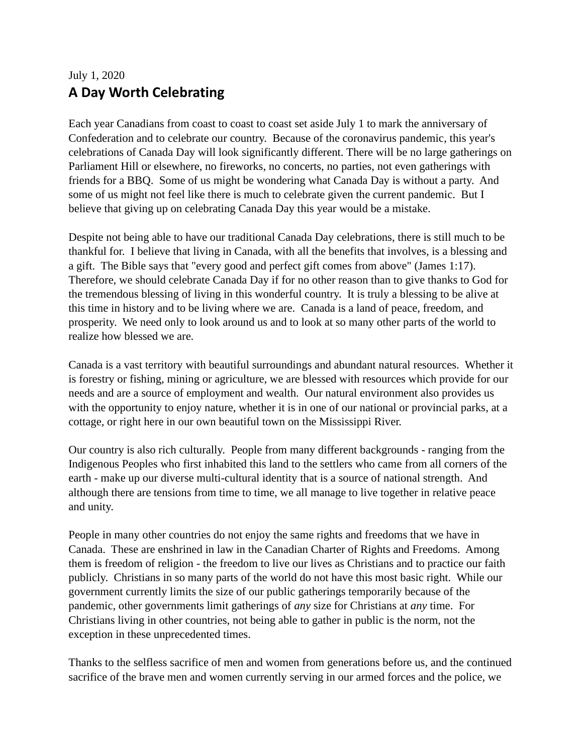July 1, 2020

## A Day Worth Celebrating

Each year Canadians from coast to coast to coast set aside July 1 to mark the anniversary of Confederation and to celebrate our country. Because of the coronavirus pandemic, this year's celebrations of Canada Day will look significantly different. There will be no large gatherings on Parliament Hill or elsewhere, no fireworks, no concerts, no parties, not even gatherings with friends for a BBQ. Some of us might be wondering what Canada Day is without a party. And some of us might not feel like there is much to celebrate given the current pandemic. But I believe that giving up on celebrating Canada Day this year would be a mistake.

Despite not being able to have our traditional Canada Day celebrations, there is still much to be thankful for. I believe that living in Canada, with all the benefits that involves, is a blessing and a gift. The Bible says that "every good and perfect gift comes from above" (James 1:17). Therefore, we should celebrate Canada Day if for no other reason than to give thanks to God for the tremendous blessing of living in this wonderful country. It is truly a blessing to be alive at this time in history and to be living where we are. Canada is a land of peace, freedom, and prosperity. We need only to look around us and to look at so many other parts of the world to realize how blessed we are.

Canada is a vast territory with beautiful surroundings and abundant natural resources. Whether it is forestry or fishing, mining or agriculture, we are blessed with resources which provide for our needs and are a source of employment and wealth. Our natural environment also provides us with the opportunity to enjoy nature, whether it is in one of our national or provincial parks, at a cottage, or right here in our own beautiful town on the Mississippi River.

Our country is also rich culturally. People from many different backgrounds - ranging from the Indigenous Peoples who first inhabited this land to the settlers who came from all corners of the earth - make up our diverse multi-cultural identity that is a source of national strength. And although there are tensions from time to time, we all manage to live together in relative peace and unity.

People in many other countries do not enjoy the same rights and freedoms that we have in Canada. These are enshrined in law in the Canadian Charter of Rights and Freedoms. Among them is freedom of religion - the freedom to live our lives as Christians and to practice our faith publicly. Christians in so many parts of the world do not have this most basic right. While our government currently limits the size of our public gatherings temporarily because of the pandemic, other governments limit gatherings of *any* size for Christians at *any* time. For Christians living in other countries, not being able to gather in public is the norm, not the exception in these unprecedented times.

Thanks to the selfless sacrifice of men and women from generations before us, and the continued sacrifice of the brave men and women currently serving in our armed forces and the police, we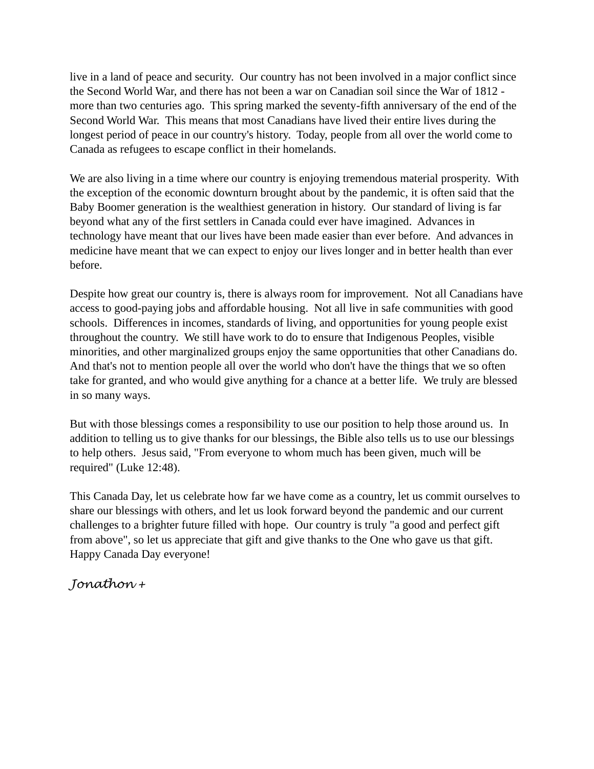live in a land of peace and security. Our country has not been involved in a major conflict since the Second World War, and there has not been a war on Canadian soil since the War of 1812 - more than two centuries ago. This spring marked the seventy-fifth anniversary of the end of the Second World War. This means that most Canadians have lived their entire lives during the longest period of peace in our country's history. Today, people from all over the world come to Canada as refugees to escape conflict in their homelands.

We are also living in a time where our country is enjoying tremendous material prosperity. With the exception of the economic downturn brought about by the pandemic, it is often said that the Baby Boomer generation is the wealthiest generation in history. Our standard of living is far beyond what any of the first settlers in Canada could ever have imagined. Advances in technology have meant that our lives have been made easier than ever before. And advances in medicine have meant that we can expect to enjoy our lives longer and in better health than ever before.

Despite how great our country is, there is always room for improvement. Not all Canadians have access to good-paying jobs and affordable housing. Not all live in safe communities with good schools. Differences in incomes, standards of living, and opportunities for young people exist throughout the country. We still have work to do to ensure that Indigenous Peoples, visible minorities, and other marginalized groups enjoy the same opportunities that other Canadians do. And that's not to mention people all over the world who don't have the things that we so often take for granted, and who would give anything for a chance at a better life. We truly are blessed in so many ways.

But with those blessings comes a responsibility to use our position to help those around us. In addition to telling us to give thanks for our blessings, the Bible also tells us to use our blessings to help others. Jesus said, "From everyone to whom much has been given, much will be required" (Luke 12:48).

This Canada Day, let us celebrate how far we have come as a country, let us commit ourselves to share our blessings with others, and let us look forward beyond the pandemic and our current challenges to a brighter future filled with hope. Our country is truly "a good and perfect gift from above", so let us appreciate that gift and give thanks to the One who gave us that gift. Happy Canada Day everyone!

*Jonathon +*